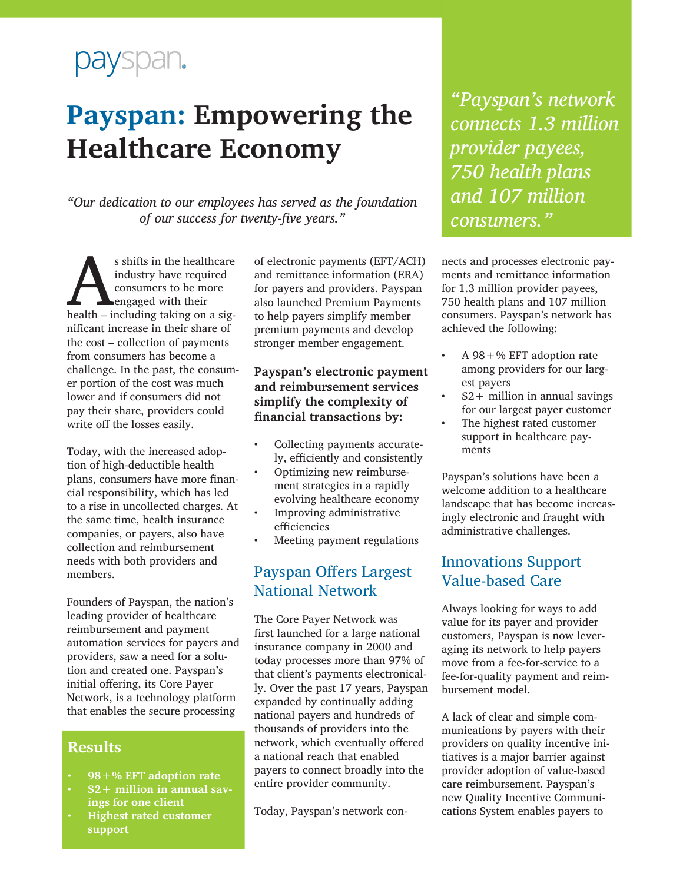payspan®

# Payspan: Empowering the Healthcare Economy

*"Our dedication to our employees has served as the foundation of our success for twenty-five years."*

*"Payspan's network connects 1.3 million provider payees, 750 health plans and 107 million consumers."*

As shifts in the healthcare industry have required consumers to be more engaged with their health – including taking on a significant increase in their share of the cost – collection of payments from consumers has become a challenge. In the past, the consumer portion of the cost was much lower and if consumers did not pay their share, providers could write off the losses easily.

Today, with the increased adoption of high-deductible health plans, consumers have more financial responsibility, which has led to a rise in uncollected charges. At the same time, health insurance companies, or payers, also have collection and reimbursement needs with both providers and members.

Founders of Payspan, the nation's leading provider of healthcare reimbursement and payment automation services for payers and providers, saw a need for a solution and created one. Payspan's initial offering, its Core Payer Network, is a technology platform that enables the secure processing of electronic payments (EFT/ACH) and remittance information (ERA) for payers and providers. Payspan also launched Premium Payments to help payers simplify member premium payments and develop stronger member engagement.

## Results

- **98+% EFT adoption rate**
- **$2+ million in annual savings for one client**
- **Highest rated customer support**

**Payspan's electronic payment and reimbursement services simplify the complexity of financial transactions by:**

- Collecting payments accurately, efficiently and consistently
- Optimizing new reimbursement strategies in a rapidly evolving healthcare economy
- Improving administrative efficiencies
- Meeting payment regulations

## Payspan Offers Largest National Network

The Core Payer Network was first launched for a large national insurance company in 2000 and today processes more than 97% of that client's payments electronically. Over the past 17 years, Payspan expanded by continually adding national payers and hundreds of thousands of providers into the network, which eventually offered a national reach that enabled payers to connect broadly into the entire provider community.

Today, Payspan's network connects and processes electronic payments and remittance information for 1.3 million provider payees, 750 health plans and 107 million consumers. Payspan's network has achieved the following:

- A 98+% EFT adoption rate among providers for our largest payers
- $2+ million in annual savings for our largest payer customer
- The highest rated customer support in healthcare payments

Payspan's solutions have been a welcome addition to a healthcare landscape that has become increasingly electronic and fraught with administrative challenges.

## Innovations Support Value-based Care

Always looking for ways to add value for its payer and provider customers, Payspan is now leveraging its network to help payers move from a fee-for-service to a fee-for-quality payment and reimbursement model.

A lack of clear and simple communications by payers with their providers on quality incentive initiatives is a major barrier against provider adoption of value-based care reimbursement. Payspan's new Quality Incentive Communications System enables payers to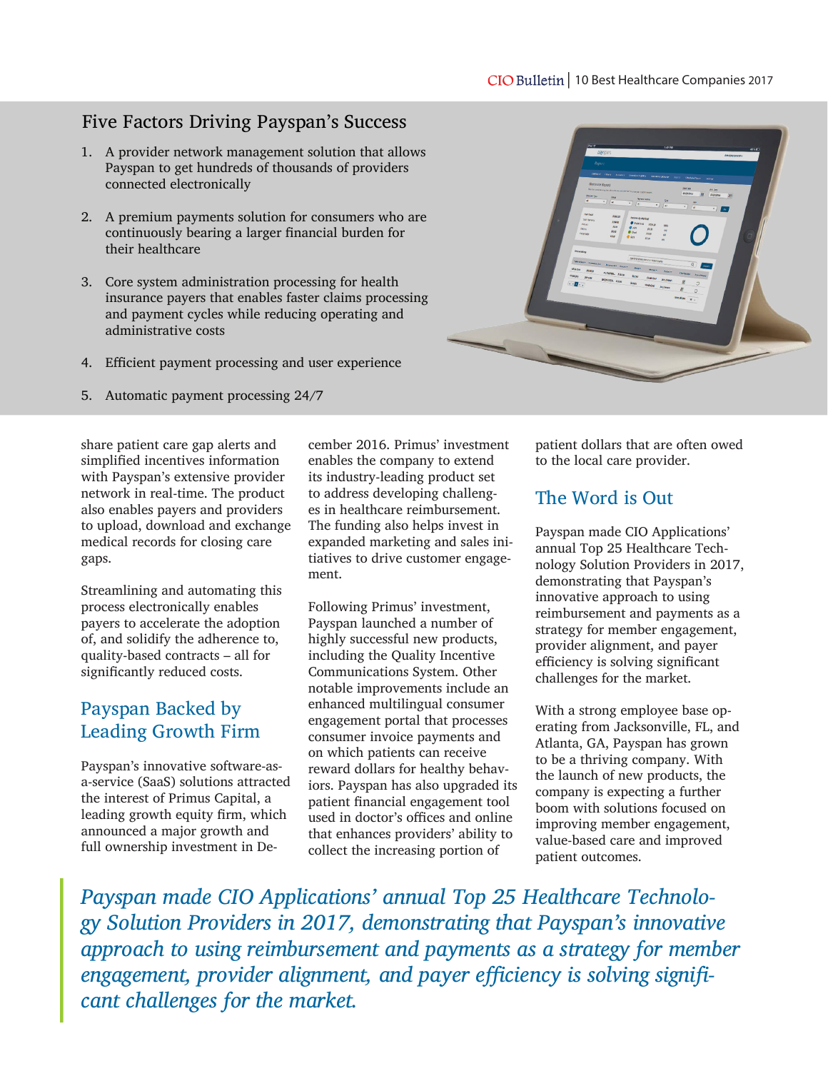## Five Factors Driving Payspan's Success

1. A provider network management solution that allows Payspan to get hundreds of thousands of providers connected electronically
2. A premium payments solution for consumers who are continuously bearing a larger financial burden for their healthcare
3. Core system administration processing for health insurance payers that enables faster claims processing and payment cycles while reducing operating and administrative costs
4. Efficient payment processing and user experience
5. Automatic payment processing 24/7

share patient care gap alerts and simplified incentives information with Payspan's extensive provider network in real-time. The product also enables payers and providers to upload, download and exchange medical records for closing care gaps.

Streamlining and automating this process electronically enables payers to accelerate the adoption of, and solidify the adherence to, quality-based contracts – all for significantly reduced costs.

## Payspan Backed by Leading Growth Firm

Payspan's innovative software-as-a-service (SaaS) solutions attracted the interest of Primus Capital, a leading growth equity firm, which announced a major growth and full ownership investment in December 2016. Primus' investment enables the company to extend its industry-leading product set to address developing challenges in healthcare reimbursement. The funding also helps invest in expanded marketing and sales initiatives to drive customer engagement.

Following Primus' investment, Payspan launched a number of highly successful new products, including the Quality Incentive Communications System. Other notable improvements include an enhanced multilingual consumer engagement portal that processes consumer invoice payments and on which patients can receive reward dollars for healthy behaviors. Payspan has also upgraded its patient financial engagement tool used in doctor's offices and online that enhances providers' ability to collect the increasing portion of patient dollars that are often owed to the local care provider.

## The Word is Out

Payspan made CIO Applications' annual Top 25 Healthcare Technology Solution Providers in 2017, demonstrating that Payspan's innovative approach to using reimbursement and payments as a strategy for member engagement, provider alignment, and payer efficiency is solving significant challenges for the market.

With a strong employee base operating from Jacksonville, FL, and Atlanta, GA, Payspan has grown to be a thriving company. With the launch of new products, the company is expecting a further boom with solutions focused on improving member engagement, value-based care and improved patient outcomes.

*Payspan made CIO Applications' annual Top 25 Healthcare Technology Solution Providers in 2017, demonstrating that Payspan's innovative approach to using reimbursement and payments as a strategy for member engagement, provider alignment, and payer efficiency is solving significant challenges for the market.*